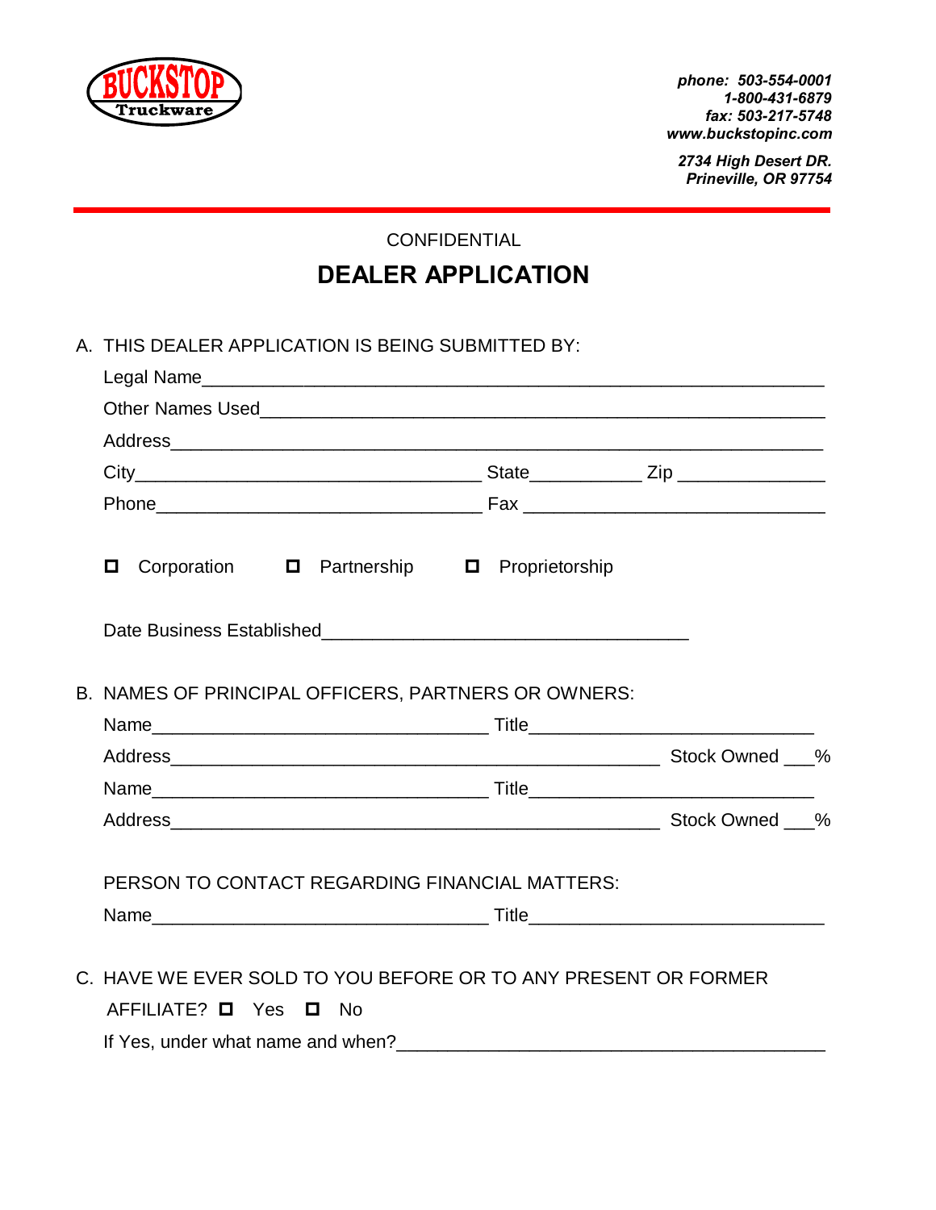BUCKSTOP Truckware

*phone: 503-554-0001*
*1-800-431-6879*
*fax: 503-217-5748*
*www.buckstopinc.com*

*2734 High Desert DR.*
*Prineville, OR 97754*

CONFIDENTIAL

# DEALER APPLICATION

A. THIS DEALER APPLICATION IS BEING SUBMITTED BY:

Legal Name_______________________________________________________________

Other Names Used__________________________________________________________

Address_________________________________________________________________

City_________________________________ State___________ Zip ______________

Phone________________________________ Fax ______________________________

☐ Corporation ☐ Partnership ☐ Proprietorship

Date Business Established___________________________________

B. NAMES OF PRINCIPAL OFFICERS, PARTNERS OR OWNERS:

Name________________________________ Title___________________________

Address______________________________________________ Stock Owned ___%

Name________________________________ Title___________________________

Address______________________________________________ Stock Owned ___%

PERSON TO CONTACT REGARDING FINANCIAL MATTERS:

Name________________________________ Title____________________________

C. HAVE WE EVER SOLD TO YOU BEFORE OR TO ANY PRESENT OR FORMER AFFILIATE? ☐ Yes ☐ No

If Yes, under what name and when?_________________________________________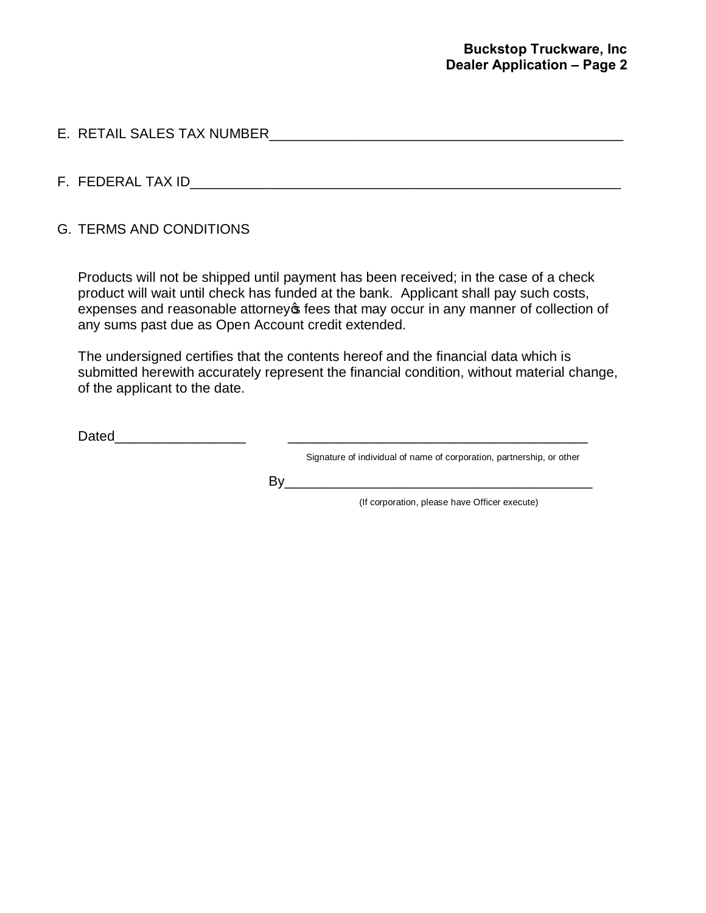**Buckstop Truckware, Inc**
**Dealer Application – Page 2**

E. RETAIL SALES TAX NUMBER_______________________________________________

F. FEDERAL TAX ID__________________________________________________________

G. TERMS AND CONDITIONS

Products will not be shipped until payment has been received; in the case of a check product will wait until check has funded at the bank. Applicant shall pay such costs, expenses and reasonable attorney's fees that may occur in any manner of collection of any sums past due as Open Account credit extended.

The undersigned certifies that the contents hereof and the financial data which is submitted herewith accurately represent the financial condition, without material change, of the applicant to the date.

Dated_________________ ________________________________________

Signature of individual of name of corporation, partnership, or other

By_________________________________________

(If corporation, please have Officer execute)